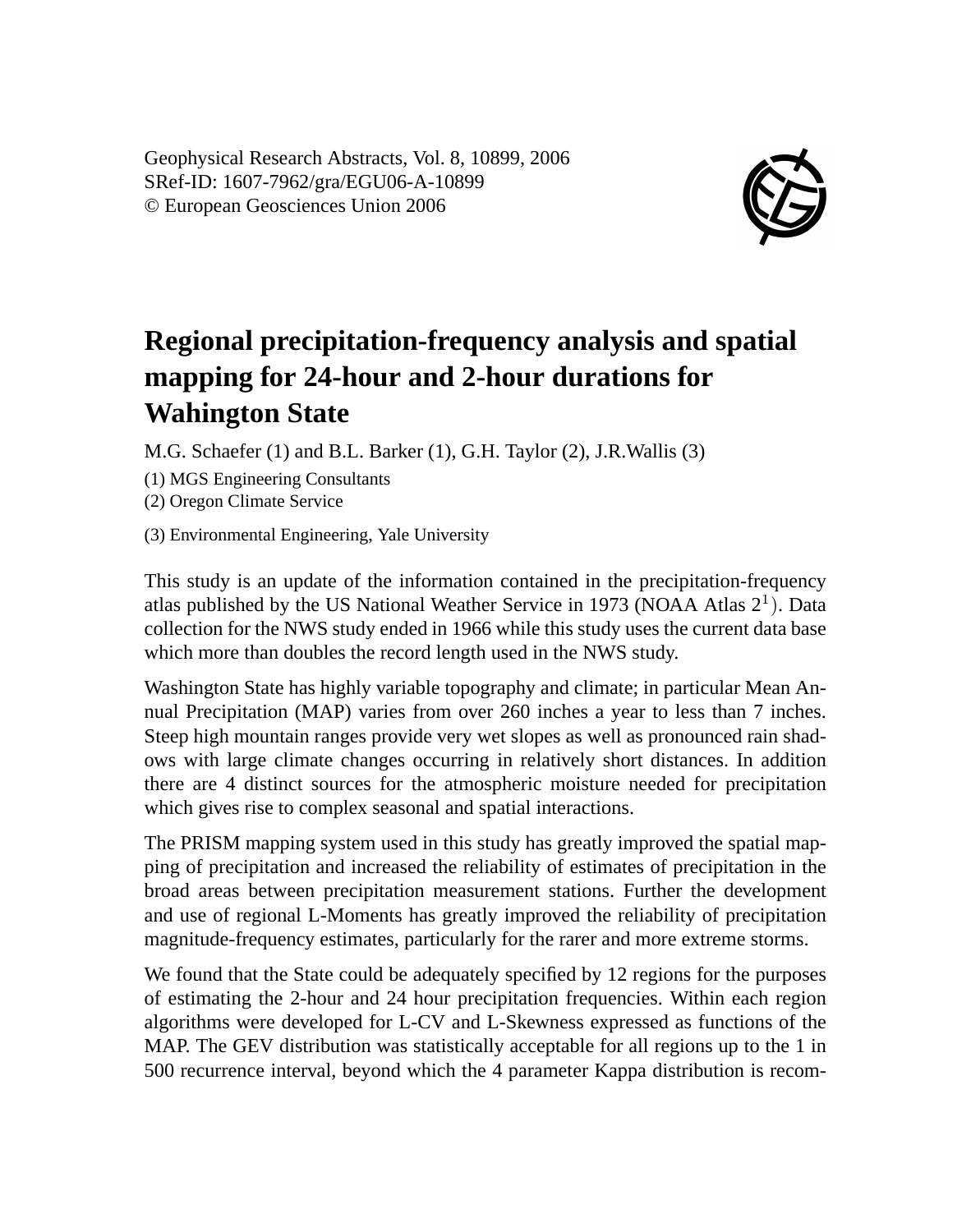# Regional precipitation-frequency analysis and spatial mapping for 24-hour and 2-hour durations for Wahington State

M.G. Schaefer (1) and B.L. Barker (1), G.H. Taylor (2), J.R.Wallis (3)

(1) MGS Engineering Consultants

(2) Oregon Climate Service

(3) Environmental Engineering, Yale University

This study is an update of the information contained in the precipitation-frequency atlas published by the US National Weather Service in 1973 (NOAA Atlas 2[1]). Data collection for the NWS study ended in 1966 while this study uses the current data base which more than doubles the record length used in the NWS study.

Washington State has highly variable topography and climate; in particular Mean Annual Precipitation (MAP) varies from over 260 inches a year to less than 7 inches. Steep high mountain ranges provide very wet slopes as well as pronounced rain shadows with large climate changes occurring in relatively short distances. In addition there are 4 distinct sources for the atmospheric moisture needed for precipitation which gives rise to complex seasonal and spatial interactions.

The PRISM mapping system used in this study has greatly improved the spatial mapping of precipitation and increased the reliability of estimates of precipitation in the broad areas between precipitation measurement stations. Further the development and use of regional L-Moments has greatly improved the reliability of precipitation magnitude-frequency estimates, particularly for the rarer and more extreme storms.

We found that the State could be adequately specified by 12 regions for the purposes of estimating the 2-hour and 24 hour precipitation frequencies. Within each region algorithms were developed for L-CV and L-Skewness expressed as functions of the MAP. The GEV distribution was statistically acceptable for all regions up to the 1 in 500 recurrence interval, beyond which the 4 parameter Kappa distribution is recom-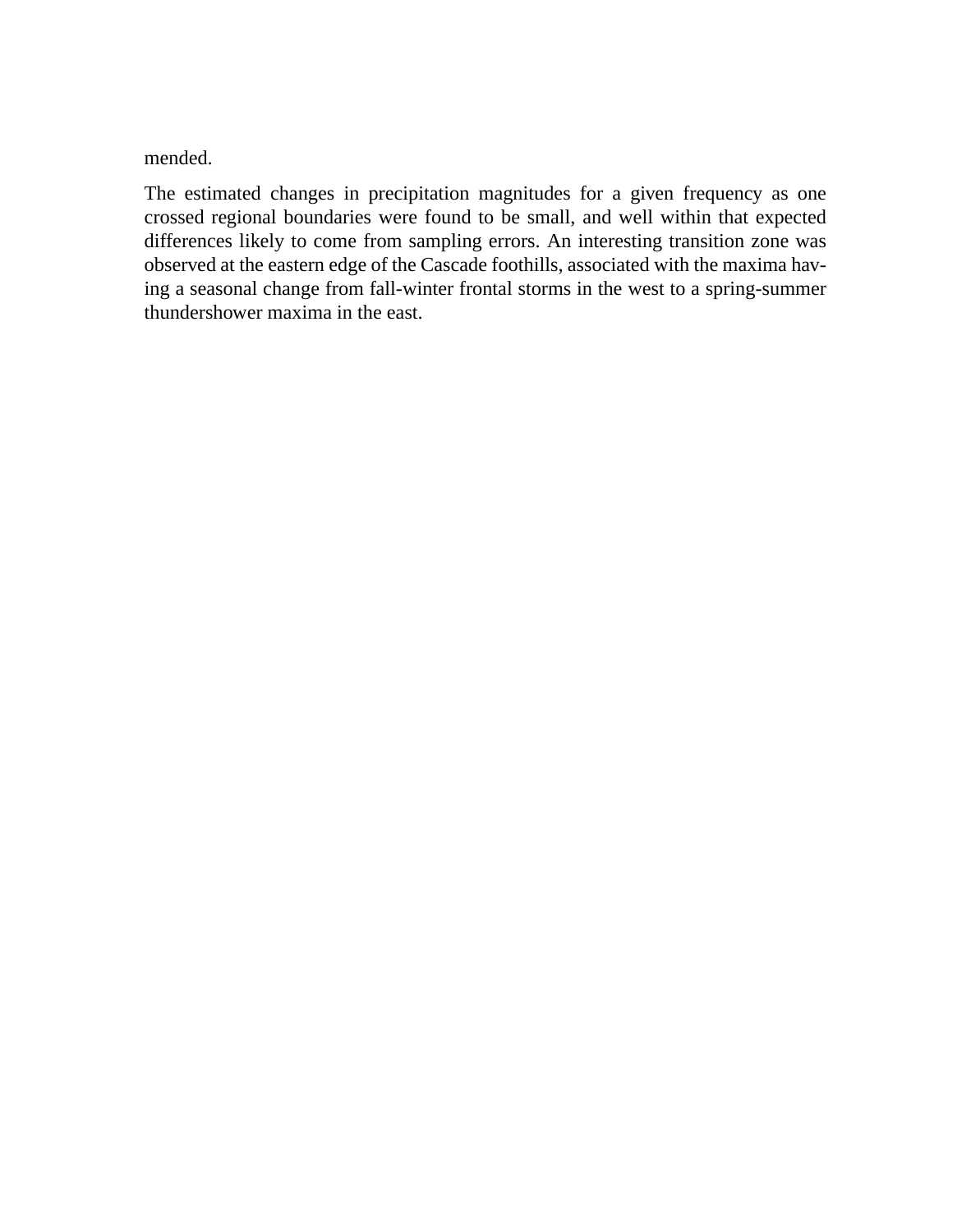mended.

The estimated changes in precipitation magnitudes for a given frequency as one crossed regional boundaries were found to be small, and well within that expected differences likely to come from sampling errors. An interesting transition zone was observed at the eastern edge of the Cascade foothills, associated with the maxima having a seasonal change from fall-winter frontal storms in the west to a spring-summer thundershower maxima in the east.